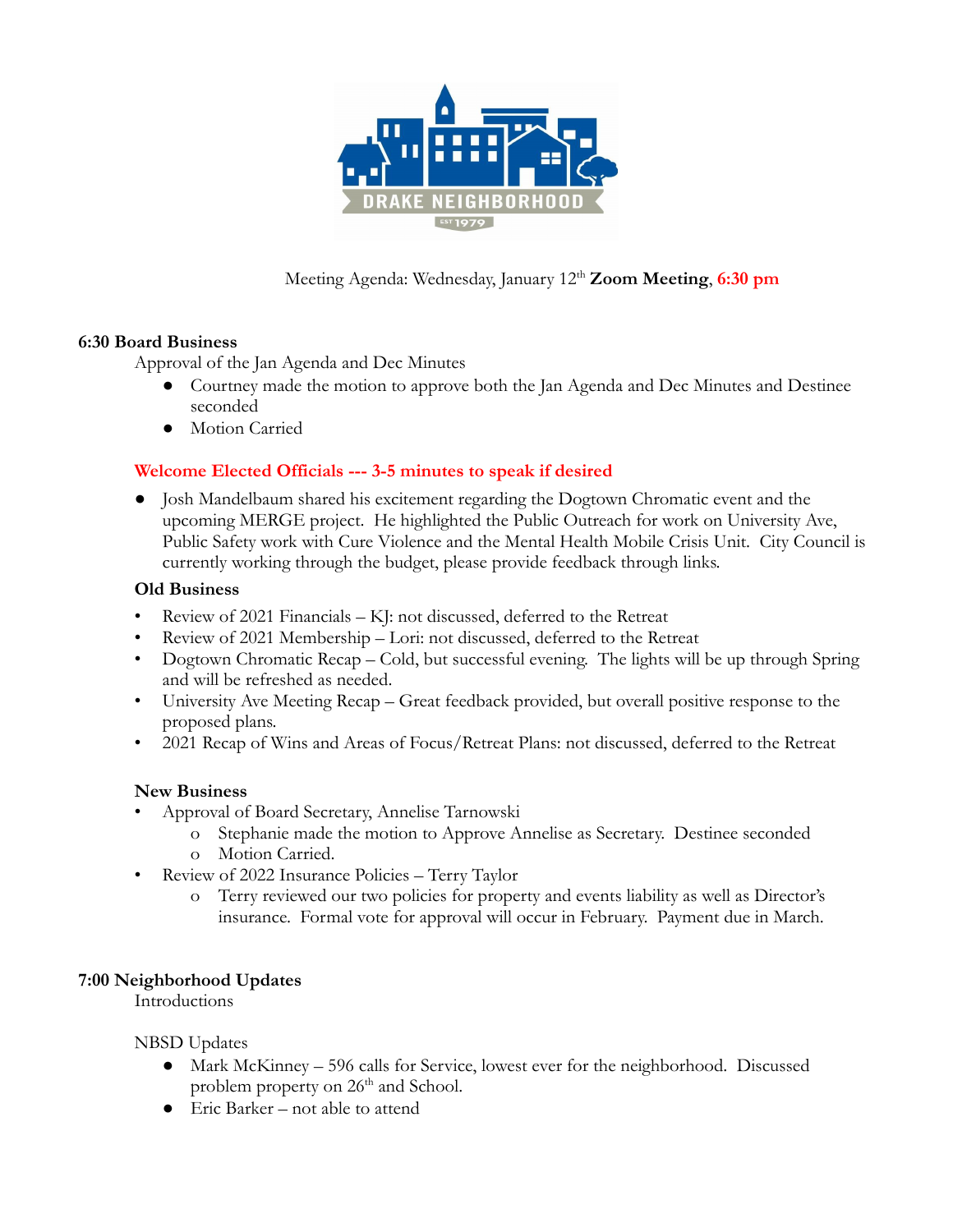Meeting Agenda: Wednesday, January 12th **Zoom Meeting**, 6:30 pm

### 6:30 Board Business

Approval of the Jan Agenda and Dec Minutes

- Courtney made the motion to approve both the Jan Agenda and Dec Minutes and Destinee seconded
- Motion Carried

**Welcome Elected Officials --- 3-5 minutes to speak if desired**

- Josh Mandelbaum shared his excitement regarding the Dogtown Chromatic event and the upcoming MERGE project. He highlighted the Public Outreach for work on University Ave, Public Safety work with Cure Violence and the Mental Health Mobile Crisis Unit. City Council is currently working through the budget, please provide feedback through links.

**Old Business**

- Review of 2021 Financials – KJ: not discussed, deferred to the Retreat
- Review of 2021 Membership – Lori: not discussed, deferred to the Retreat
- Dogtown Chromatic Recap – Cold, but successful evening. The lights will be up through Spring and will be refreshed as needed.
- University Ave Meeting Recap – Great feedback provided, but overall positive response to the proposed plans.
- 2021 Recap of Wins and Areas of Focus/Retreat Plans: not discussed, deferred to the Retreat

**New Business**

- Approval of Board Secretary, Annelise Tarnowski
  - Stephanie made the motion to Approve Annelise as Secretary. Destinee seconded
  - Motion Carried.
- Review of 2022 Insurance Policies – Terry Taylor
  - Terry reviewed our two policies for property and events liability as well as Director's insurance. Formal vote for approval will occur in February. Payment due in March.

### 7:00 Neighborhood Updates

Introductions

NBSD Updates

- Mark McKinney – 596 calls for Service, lowest ever for the neighborhood. Discussed problem property on 26th and School.
- Eric Barker – not able to attend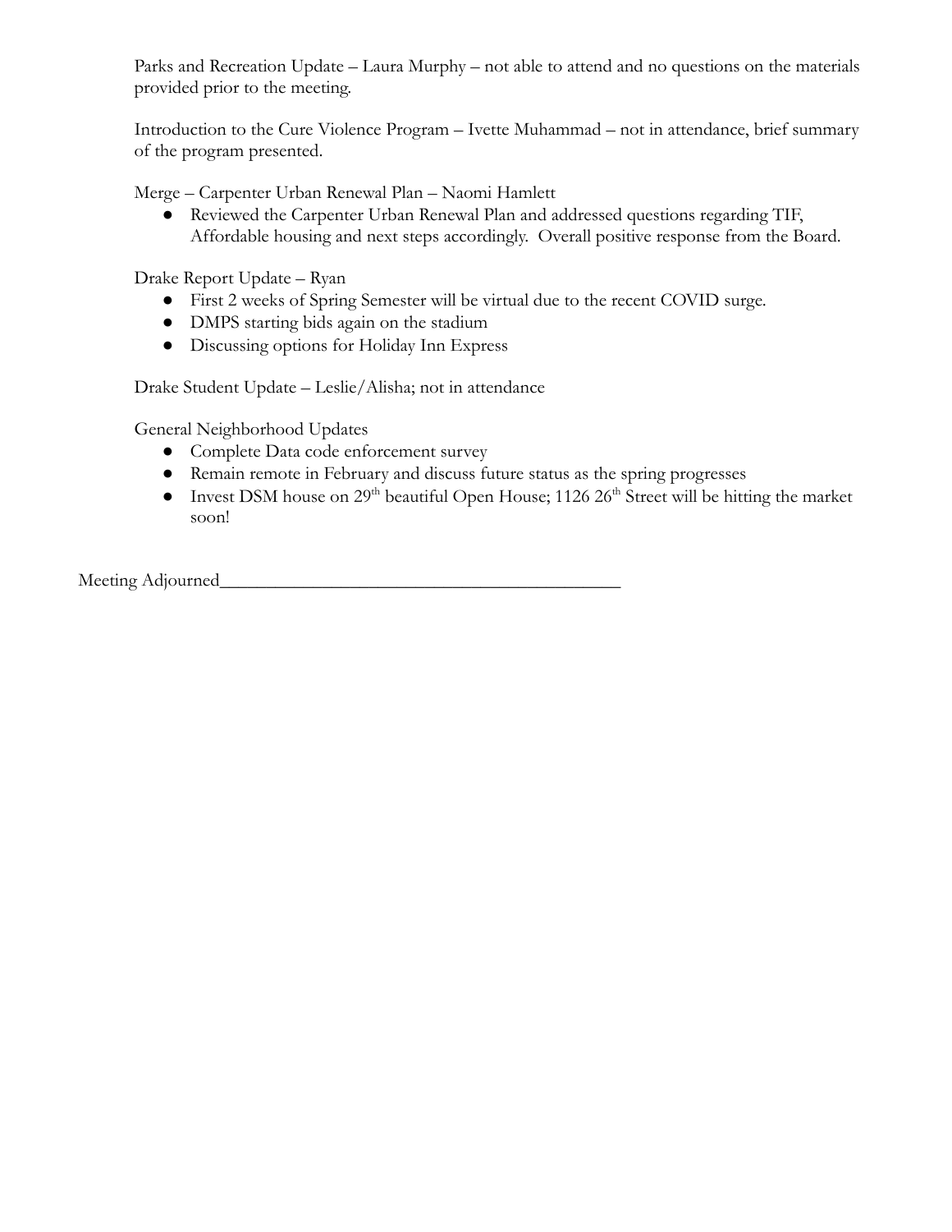Parks and Recreation Update – Laura Murphy – not able to attend and no questions on the materials provided prior to the meeting.

Introduction to the Cure Violence Program – Ivette Muhammad – not in attendance, brief summary of the program presented.

Merge – Carpenter Urban Renewal Plan – Naomi Hamlett

- Reviewed the Carpenter Urban Renewal Plan and addressed questions regarding TIF, Affordable housing and next steps accordingly. Overall positive response from the Board.

Drake Report Update – Ryan

- First 2 weeks of Spring Semester will be virtual due to the recent COVID surge.
- DMPS starting bids again on the stadium
- Discussing options for Holiday Inn Express

Drake Student Update – Leslie/Alisha; not in attendance

General Neighborhood Updates

- Complete Data code enforcement survey
- Remain remote in February and discuss future status as the spring progresses
- Invest DSM house on 29th beautiful Open House; 1126 26th Street will be hitting the market soon!

Meeting Adjourned_____________________________________________